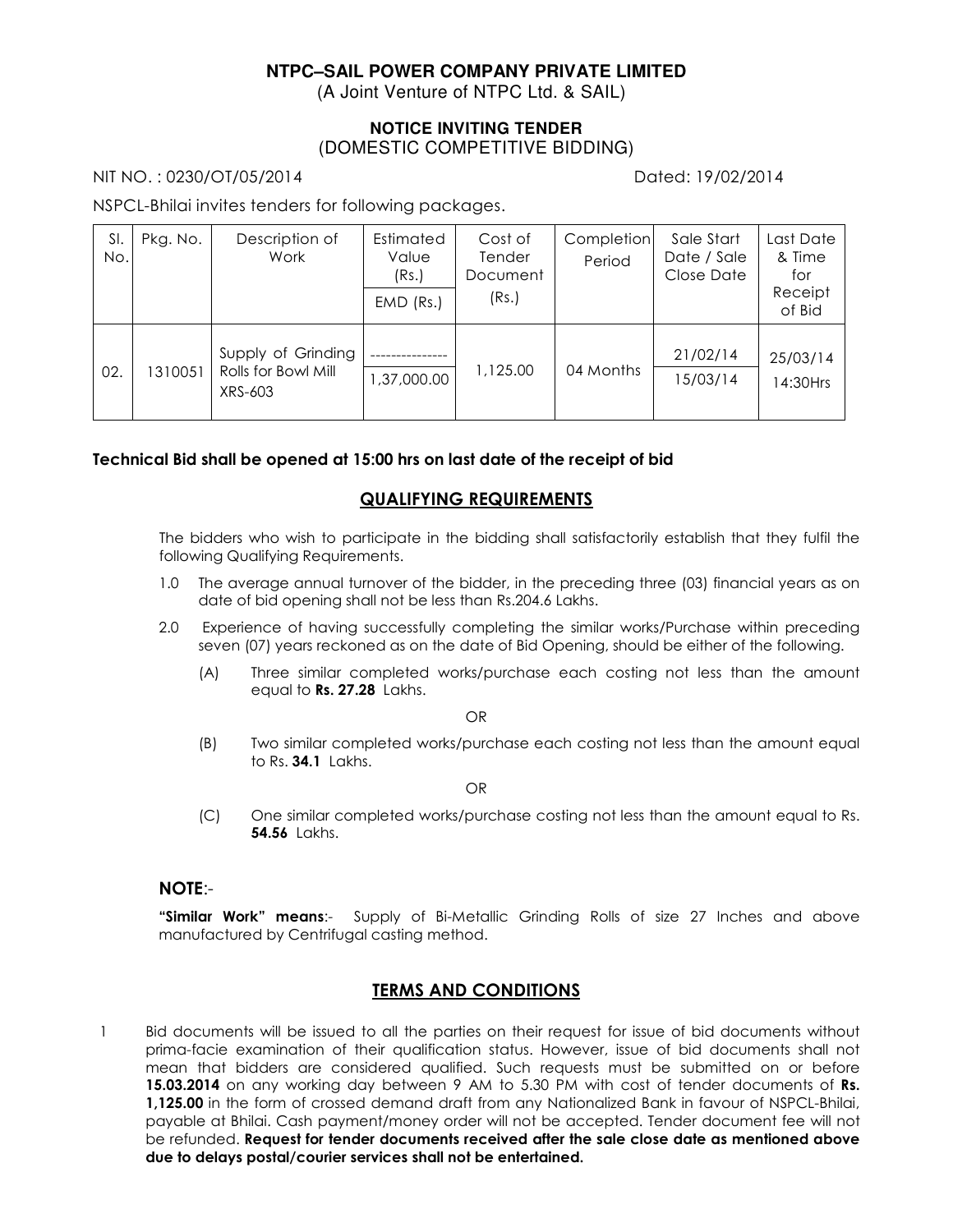**NTPC–SAIL POWER COMPANY PRIVATE LIMITED**
(A Joint Venture of NTPC Ltd. & SAIL)

**NOTICE INVITING TENDER**
(DOMESTIC COMPETITIVE BIDDING)

NIT NO. : 0230/OT/05/2014 Dated: 19/02/2014

NSPCL-Bhilai invites tenders for following packages.

| Sl. No. | Pkg. No. | Description of Work | Estimated Value (Rs.) / EMD (Rs.) | Cost of Tender Document (Rs.) | Completion Period | Sale Start Date / Sale Close Date | Last Date & Time for Receipt of Bid |
|---|---|---|---|---|---|---|---|
| 02. | 1310051 | Supply of Grinding Rolls for Bowl Mill XRS-603 | --------------- / 1,37,000.00 | 1,125.00 | 04 Months | 21/02/14 / 15/03/14 | 25/03/14 14:30Hrs |

**Technical Bid shall be opened at 15:00 hrs on last date of the receipt of bid**

## QUALIFYING REQUIREMENTS

The bidders who wish to participate in the bidding shall satisfactorily establish that they fulfil the following Qualifying Requirements.

1.0 The average annual turnover of the bidder, in the preceding three (03) financial years as on date of bid opening shall not be less than Rs.204.6 Lakhs.

2.0 Experience of having successfully completing the similar works/Purchase within preceding seven (07) years reckoned as on the date of Bid Opening, should be either of the following.

(A) Three similar completed works/purchase each costing not less than the amount equal to **Rs. 27.28** Lakhs.

OR

(B) Two similar completed works/purchase each costing not less than the amount equal to Rs. **34.1** Lakhs.

OR

(C) One similar completed works/purchase costing not less than the amount equal to Rs. **54.56** Lakhs.

**NOTE**:-

**"Similar Work" means**:- Supply of Bi-Metallic Grinding Rolls of size 27 Inches and above manufactured by Centrifugal casting method.

## TERMS AND CONDITIONS

1 Bid documents will be issued to all the parties on their request for issue of bid documents without prima-facie examination of their qualification status. However, issue of bid documents shall not mean that bidders are considered qualified. Such requests must be submitted on or before **15.03.2014** on any working day between 9 AM to 5.30 PM with cost of tender documents of **Rs. 1,125.00** in the form of crossed demand draft from any Nationalized Bank in favour of NSPCL-Bhilai, payable at Bhilai. Cash payment/money order will not be accepted. Tender document fee will not be refunded. **Request for tender documents received after the sale close date as mentioned above due to delays postal/courier services shall not be entertained.**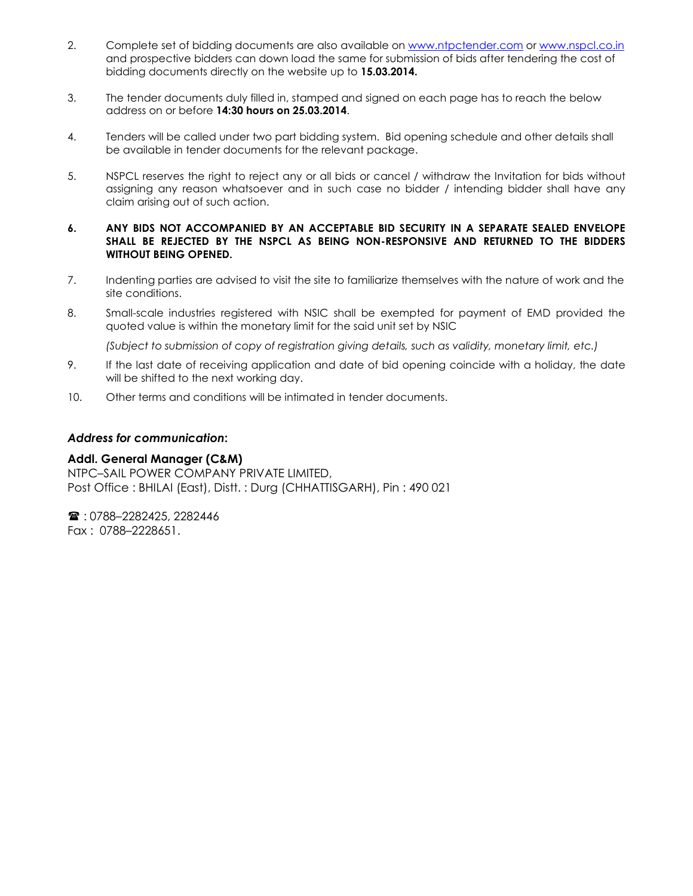2. Complete set of bidding documents are also available on www.ntpctender.com or www.nspcl.co.in and prospective bidders can down load the same for submission of bids after tendering the cost of bidding documents directly on the website up to **15.03.2014.**

3. The tender documents duly filled in, stamped and signed on each page has to reach the below address on or before **14:30 hours on 25.03.2014**.

4. Tenders will be called under two part bidding system. Bid opening schedule and other details shall be available in tender documents for the relevant package.

5. NSPCL reserves the right to reject any or all bids or cancel / withdraw the Invitation for bids without assigning any reason whatsoever and in such case no bidder / intending bidder shall have any claim arising out of such action.

6. **ANY BIDS NOT ACCOMPANIED BY AN ACCEPTABLE BID SECURITY IN A SEPARATE SEALED ENVELOPE SHALL BE REJECTED BY THE NSPCL AS BEING NON-RESPONSIVE AND RETURNED TO THE BIDDERS WITHOUT BEING OPENED.**

7. Indenting parties are advised to visit the site to familiarize themselves with the nature of work and the site conditions.

8. Small-scale industries registered with NSIC shall be exempted for payment of EMD provided the quoted value is within the monetary limit for the said unit set by NSIC

   *(Subject to submission of copy of registration giving details, such as validity, monetary limit, etc.)*

9. If the last date of receiving application and date of bid opening coincide with a holiday, the date will be shifted to the next working day.

10. Other terms and conditions will be intimated in tender documents.

***Address for communication*:**

**Addl. General Manager (C&M)**
NTPC–SAIL POWER COMPANY PRIVATE LIMITED,
Post Office : BHILAI (East), Distt. : Durg (CHHATTISGARH), Pin : 490 021

☎ : 0788–2282425, 2282446
Fax : 0788–2228651.